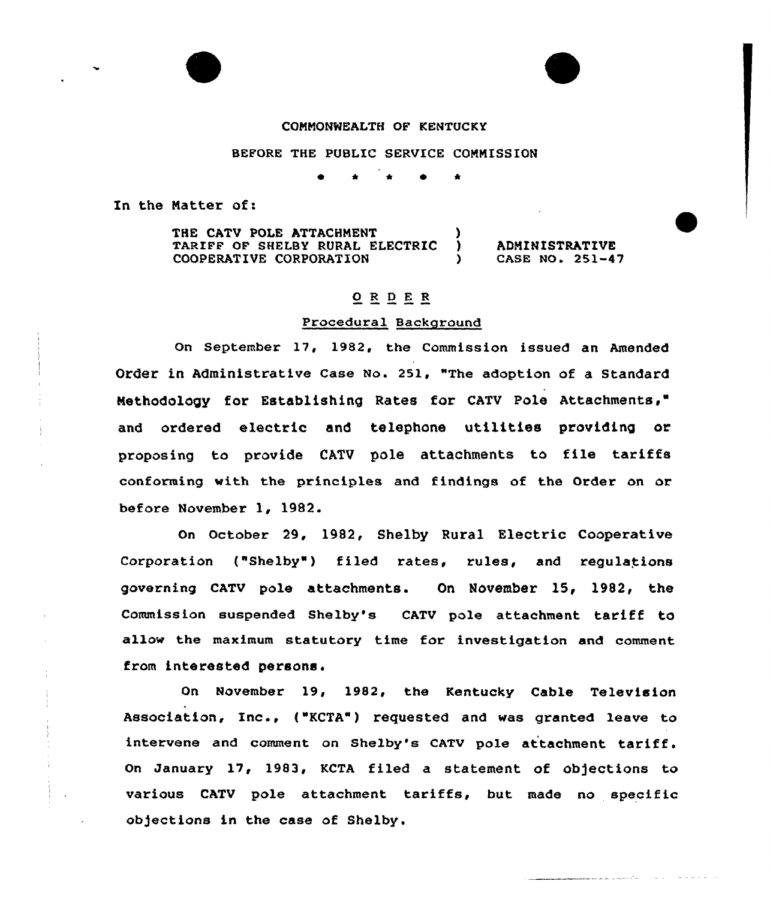COMMONWEALTH OF KENTUCKY

BEFORE THE PUBLIC SERVICE COMMISSION

\* \* \* \* \*

In the Matter of:

| | | |
|---|---|---|
| THE CATV POLE ATTACHMENT TARIFF OF SHELBY RURAL ELECTRIC COOPERATIVE CORPORATION | ) ) ) | ADMINISTRATIVE CASE NO. 251-47 |

# O R D E R

## Procedural Background

On September 17, 1982, the Commission issued an Amended Order in Administrative Case No. 251, "The adoption of a Standard Methodology for Establishing Rates for CATV Pole Attachments," and ordered electric and telephone utilities providing or proposing to provide CATV pole attachments to file tariffs conforming with the principles and findings of the Order on or before November 1, 1982.

On October 29, 1982, Shelby Rural Electric Cooperative Corporation ("Shelby") filed rates, rules, and regulations governing CATV pole attachments. On November 15, 1982, the Commission suspended Shelby's CATV pole attachment tariff to allow the maximum statutory time for investigation and comment from interested persons.

On November 19, 1982, the Kentucky Cable Television Association, Inc., ("KCTA") requested and was granted leave to intervene and comment on Shelby's CATV pole attachment tariff. On January 17, 1983, KCTA filed a statement of objections to various CATV pole attachment tariffs, but made no specific objections in the case of Shelby.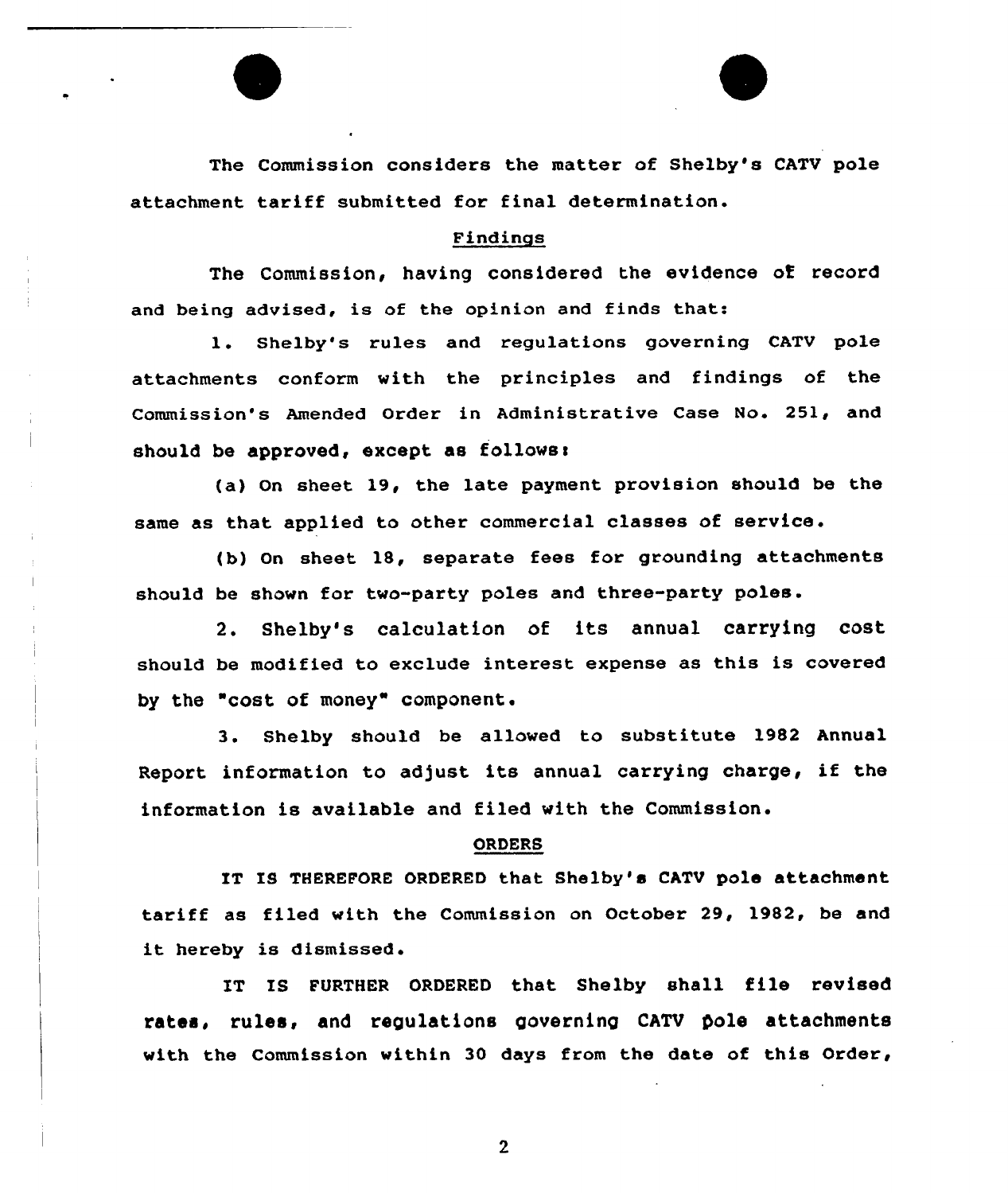The Commission considers the matter of Shelby's CATV pole attachment tariff submitted for final determination.

## Findings

The Commission, having considered the evidence of record and being advised, is of the opinion and finds that:

1. Shelby's rules and regulations governing CATV pole attachments conform with the principles and findings of the Commission's Amended Order in Administrative Case No. 251, and should be approved, except as follows:

(a) On sheet 19, the late payment provision should be the same as that applied to other commercial classes of service.

(b) On sheet 18, separate fees for grounding attachments should be shown for two-party poles and three-party poles.

2. Shelby's calculation of its annual carrying cost should be modified to exclude interest expense as this is covered by the "cost of money" component.

3. Shelby should be allowed to substitute 1982 Annual Report information to adjust its annual carrying charge, if the information is available and filed with the Commission.

## ORDERS

IT IS THEREFORE ORDERED that Shelby's CATV pole attachment tariff as filed with the Commission on October 29, 1982, be and it hereby is dismissed.

IT IS FURTHER ORDERED that Shelby shall file revised rates, rules, and regulations governing CATV pole attachments with the Commission within 30 days from the date of this Order,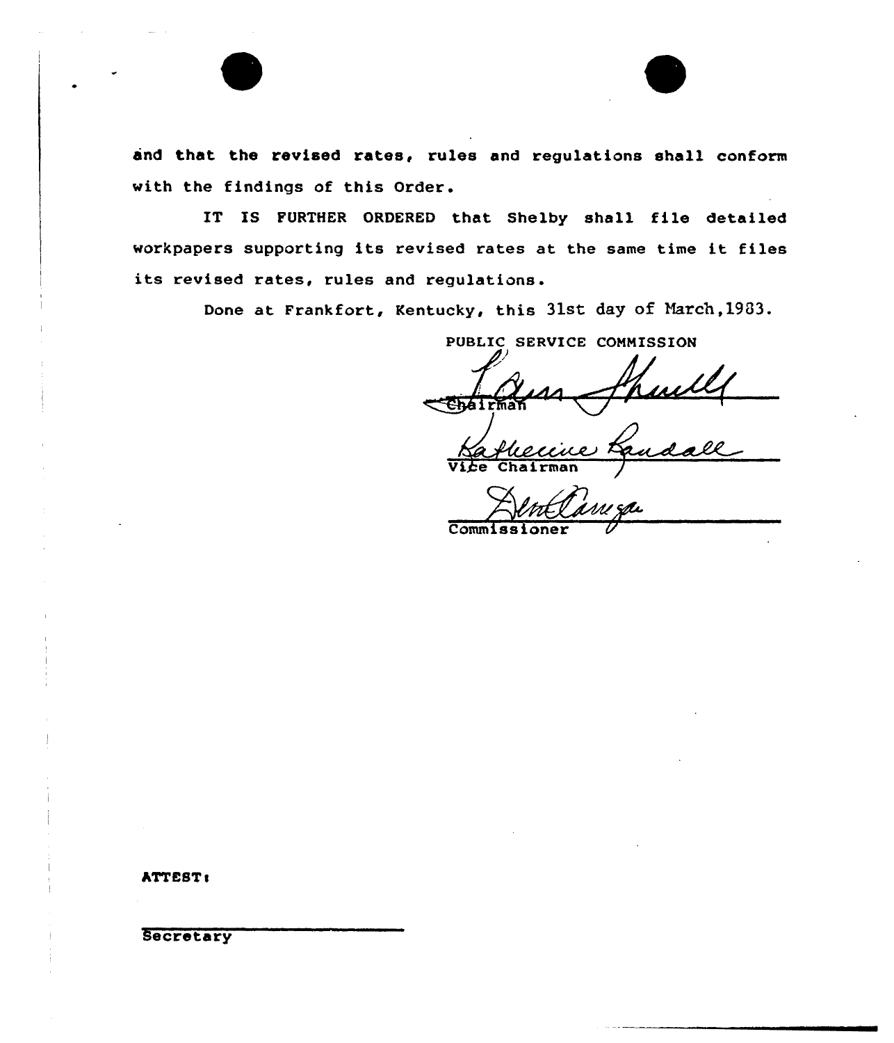and that the revised rates, rules and regulations shall conform with the findings of this Order.

IT IS FURTHER ORDERED that Shelby shall file detailed workpapers supporting its revised rates at the same time it files its revised rates, rules and regulations.

Done at Frankfort, Kentucky, this 31st day of March, 1983.

PUBLIC SERVICE COMMISSION

Chairman

Vice Chairman

Commissioner

ATTEST:

Secretary